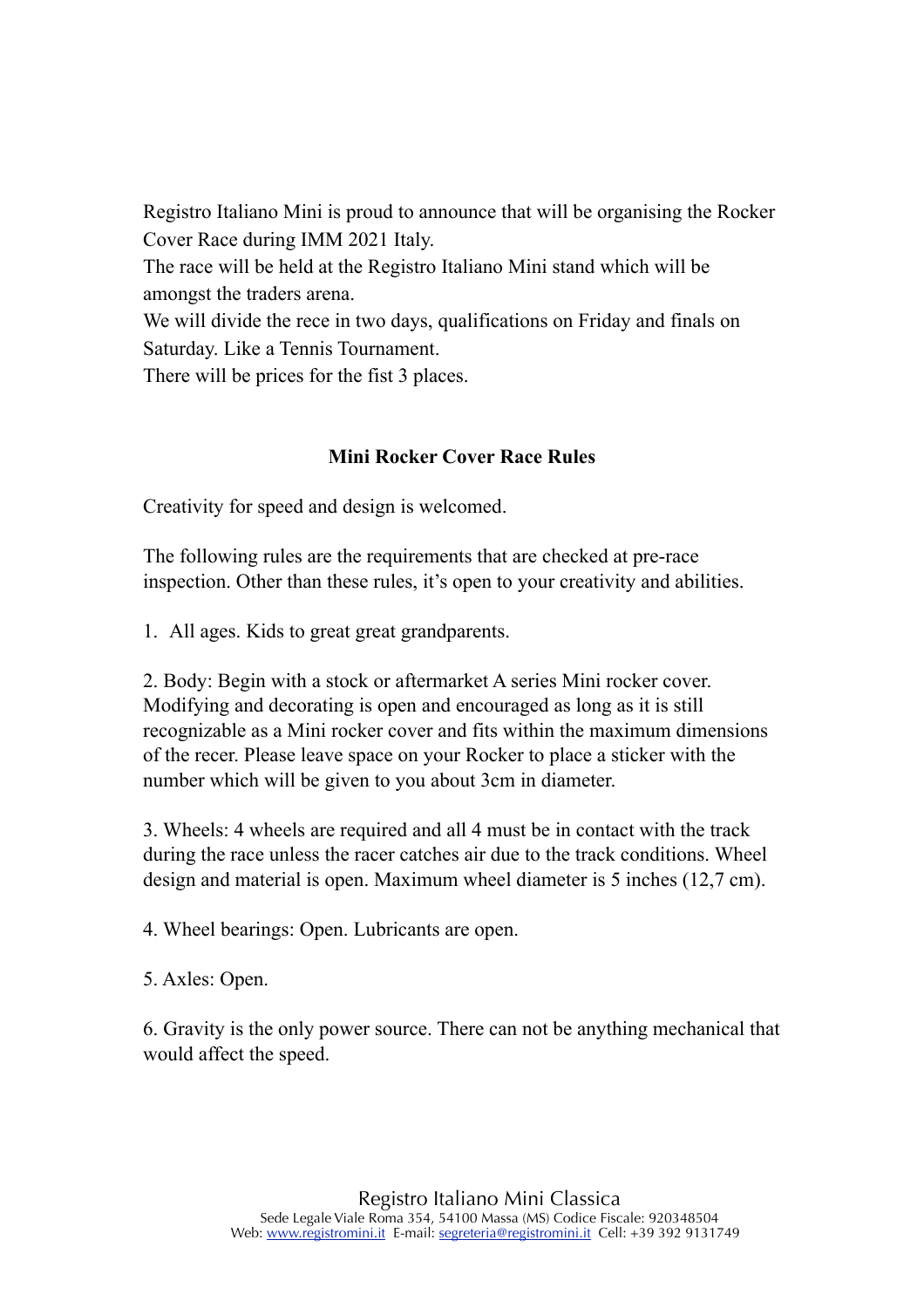Registro Italiano Mini is proud to announce that will be organising the Rocker Cover Race during IMM 2021 Italy.
The race will be held at the Registro Italiano Mini stand which will be amongst the traders arena.
We will divide the rece in two days, qualifications on Friday and finals on Saturday. Like a Tennis Tournament.
There will be prices for the fist 3 places.

**Mini Rocker Cover Race Rules**

Creativity for speed and design is welcomed.

The following rules are the requirements that are checked at pre-race inspection. Other than these rules, it's open to your creativity and abilities.

1. All ages. Kids to great great grandparents.

2. Body: Begin with a stock or aftermarket A series Mini rocker cover. Modifying and decorating is open and encouraged as long as it is still recognizable as a Mini rocker cover and fits within the maximum dimensions of the recer. Please leave space on your Rocker to place a sticker with the number which will be given to you about 3cm in diameter.

3. Wheels: 4 wheels are required and all 4 must be in contact with the track during the race unless the racer catches air due to the track conditions. Wheel design and material is open. Maximum wheel diameter is 5 inches (12,7 cm).

4. Wheel bearings: Open. Lubricants are open.

5. Axles: Open.

6. Gravity is the only power source. There can not be anything mechanical that would affect the speed.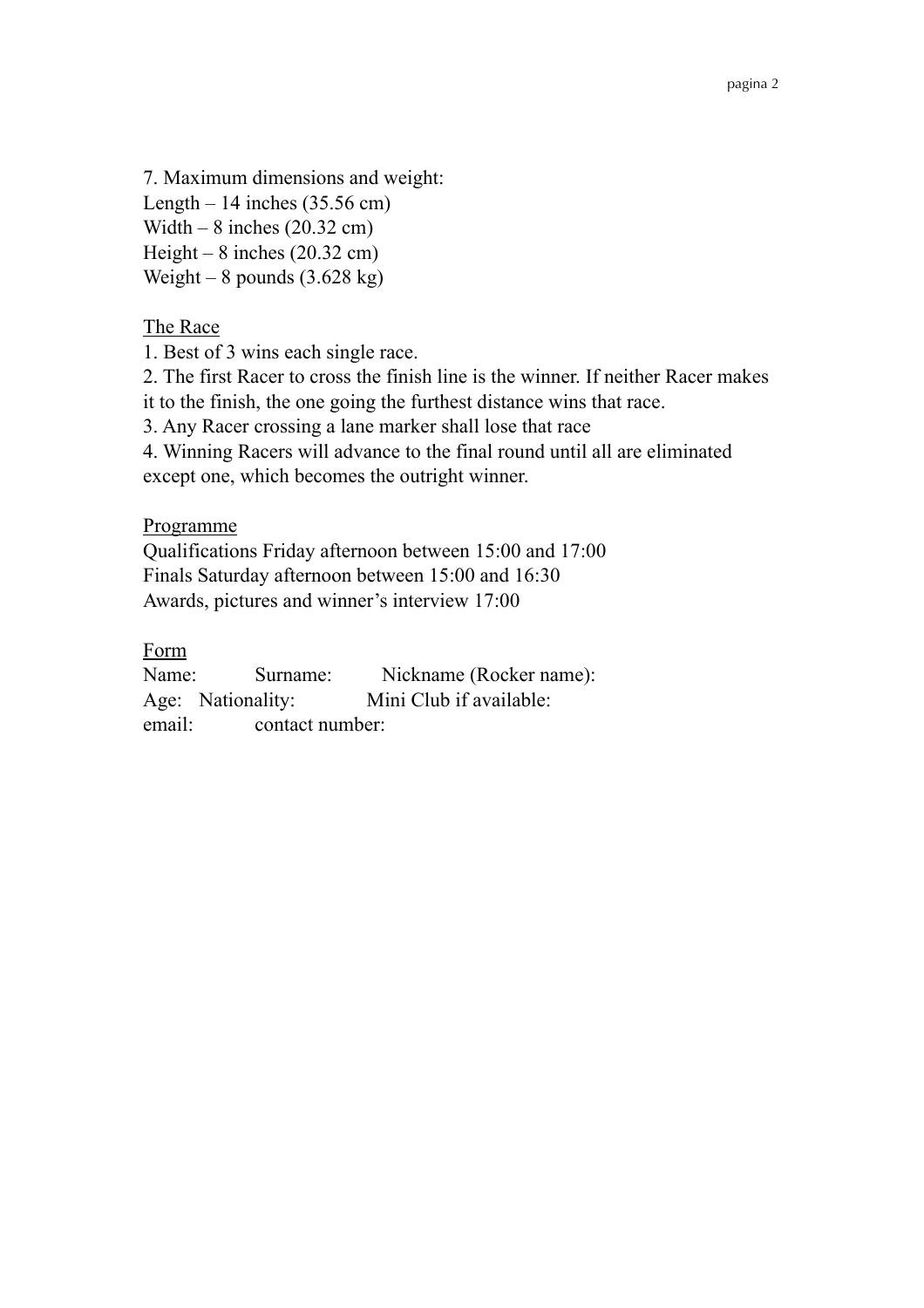7. Maximum dimensions and weight:
Length – 14 inches (35.56 cm)
Width – 8 inches (20.32 cm)
Height – 8 inches (20.32 cm)
Weight – 8 pounds (3.628 kg)

<u>The Race</u>

1. Best of 3 wins each single race.
2. The first Racer to cross the finish line is the winner. If neither Racer makes it to the finish, the one going the furthest distance wins that race.
3. Any Racer crossing a lane marker shall lose that race
4. Winning Racers will advance to the final round until all are eliminated except one, which becomes the outright winner.

<u>Programme</u>

Qualifications Friday afternoon between 15:00 and 17:00
Finals Saturday afternoon between 15:00 and 16:30
Awards, pictures and winner's interview 17:00

<u>Form</u>

Name: Surname: Nickname (Rocker name):
Age: Nationality: Mini Club if available:
email: contact number: